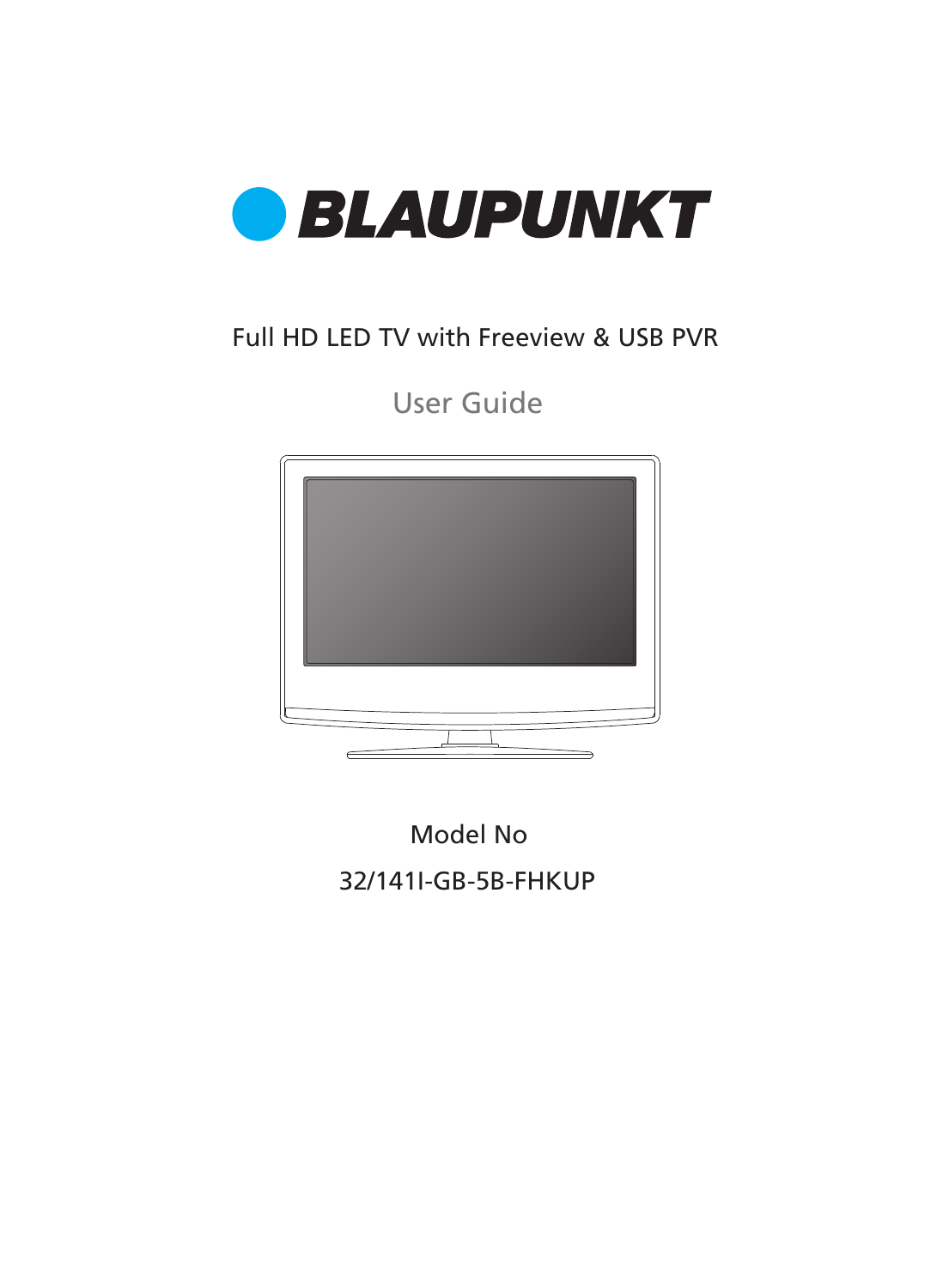# BLAUPUNKT

Full HD LED TV with Freeview & USB PVR

## User Guide

Model No

32/141I-GB-5B-FHKUP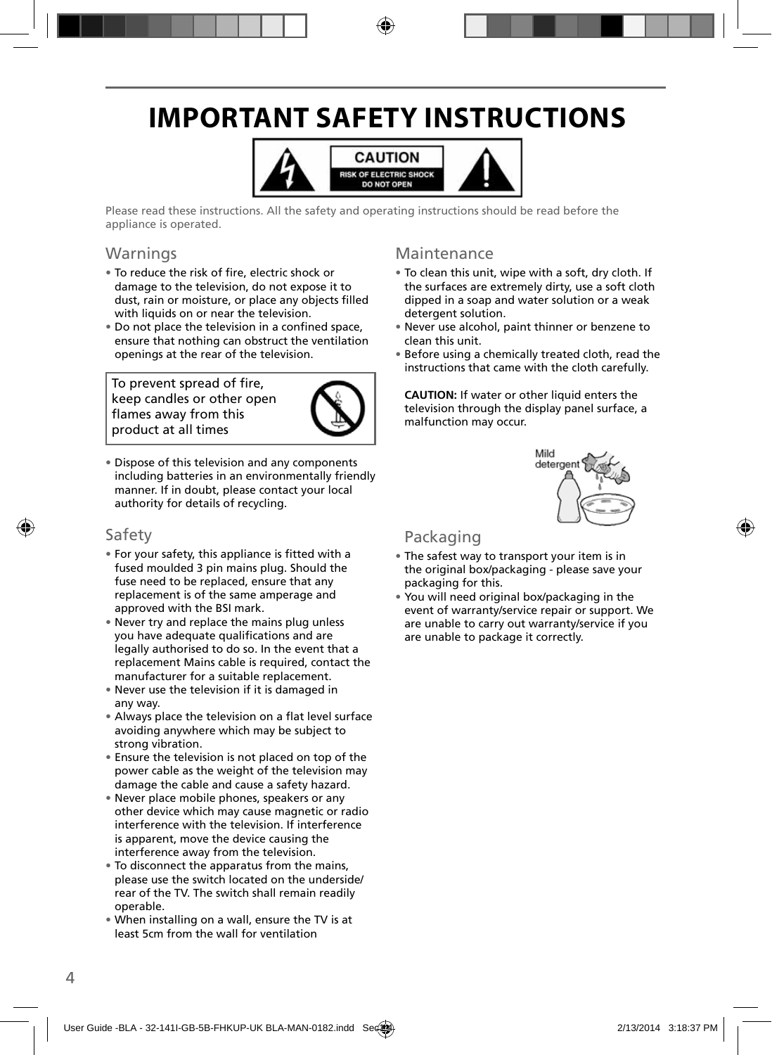# IMPORTANT SAFETY INSTRUCTIONS

CAUTION
RISK OF ELECTRIC SHOCK
DO NOT OPEN

Please read these instructions. All the safety and operating instructions should be read before the appliance is operated.

## Warnings

- To reduce the risk of fire, electric shock or damage to the television, do not expose it to dust, rain or moisture, or place any objects filled with liquids on or near the television.
- Do not place the television in a confined space, ensure that nothing can obstruct the ventilation openings at the rear of the television.

To prevent spread of fire, keep candles or other open flames away from this product at all times

- Dispose of this television and any components including batteries in an environmentally friendly manner. If in doubt, please contact your local authority for details of recycling.

## Safety

- For your safety, this appliance is fitted with a fused moulded 3 pin mains plug. Should the fuse need to be replaced, ensure that any replacement is of the same amperage and approved with the BSI mark.
- Never try and replace the mains plug unless you have adequate qualifications and are legally authorised to do so. In the event that a replacement Mains cable is required, contact the manufacturer for a suitable replacement.
- Never use the television if it is damaged in any way.
- Always place the television on a flat level surface avoiding anywhere which may be subject to strong vibration.
- Ensure the television is not placed on top of the power cable as the weight of the television may damage the cable and cause a safety hazard.
- Never place mobile phones, speakers or any other device which may cause magnetic or radio interference with the television. If interference is apparent, move the device causing the interference away from the television.
- To disconnect the apparatus from the mains, please use the switch located on the underside/ rear of the TV. The switch shall remain readily operable.
- When installing on a wall, ensure the TV is at least 5cm from the wall for ventilation

## Maintenance

- To clean this unit, wipe with a soft, dry cloth. If the surfaces are extremely dirty, use a soft cloth dipped in a soap and water solution or a weak detergent solution.
- Never use alcohol, paint thinner or benzene to clean this unit.
- Before using a chemically treated cloth, read the instructions that came with the cloth carefully.

**CAUTION:** If water or other liquid enters the television through the display panel surface, a malfunction may occur.

Mild detergent

## Packaging

- The safest way to transport your item is in the original box/packaging - please save your packaging for this.
- You will need original box/packaging in the event of warranty/service repair or support. We are unable to carry out warranty/service if you are unable to package it correctly.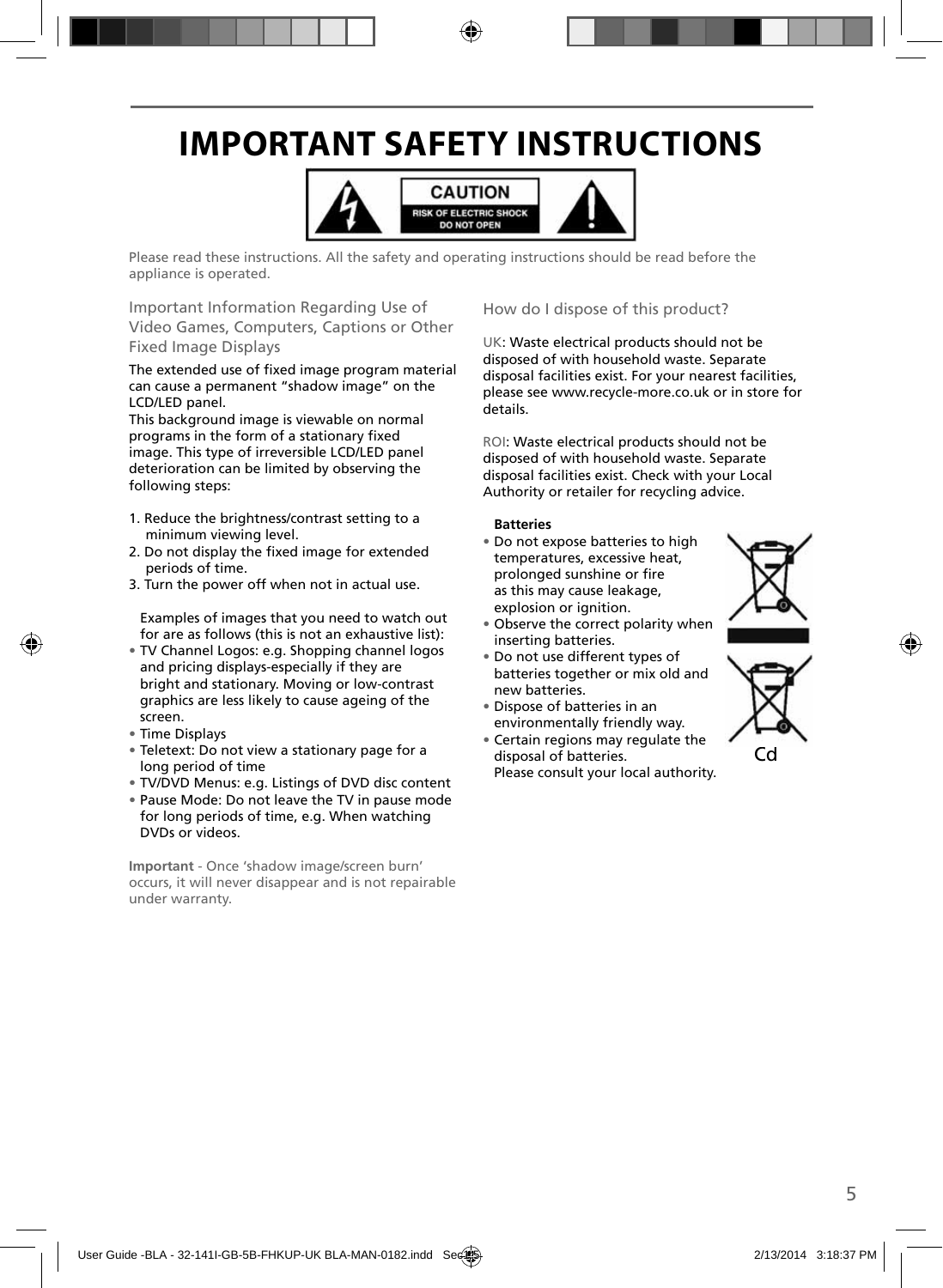# IMPORTANT SAFETY INSTRUCTIONS

CAUTION
RISK OF ELECTRIC SHOCK
DO NOT OPEN

Please read these instructions. All the safety and operating instructions should be read before the appliance is operated.

## Important Information Regarding Use of Video Games, Computers, Captions or Other Fixed Image Displays

The extended use of fixed image program material can cause a permanent "shadow image" on the LCD/LED panel.
This background image is viewable on normal programs in the form of a stationary fixed image. This type of irreversible LCD/LED panel deterioration can be limited by observing the following steps:

1. Reduce the brightness/contrast setting to a minimum viewing level.
2. Do not display the fixed image for extended periods of time.
3. Turn the power off when not in actual use.

Examples of images that you need to watch out for are as follows (this is not an exhaustive list):

- TV Channel Logos: e.g. Shopping channel logos and pricing displays-especially if they are bright and stationary. Moving or low-contrast graphics are less likely to cause ageing of the screen.
- Time Displays
- Teletext: Do not view a stationary page for a long period of time
- TV/DVD Menus: e.g. Listings of DVD disc content
- Pause Mode: Do not leave the TV in pause mode for long periods of time, e.g. When watching DVDs or videos.

**Important** - Once 'shadow image/screen burn' occurs, it will never disappear and is not repairable under warranty.

## How do I dispose of this product?

UK: Waste electrical products should not be disposed of with household waste. Separate disposal facilities exist. For your nearest facilities, please see www.recycle-more.co.uk or in store for details.

ROI: Waste electrical products should not be disposed of with household waste. Separate disposal facilities exist. Check with your Local Authority or retailer for recycling advice.

**Batteries**

- Do not expose batteries to high temperatures, excessive heat, prolonged sunshine or fire as this may cause leakage, explosion or ignition.
- Observe the correct polarity when inserting batteries.
- Do not use different types of batteries together or mix old and new batteries.
- Dispose of batteries in an environmentally friendly way.
- Certain regions may regulate the disposal of batteries. Please consult your local authority.

Cd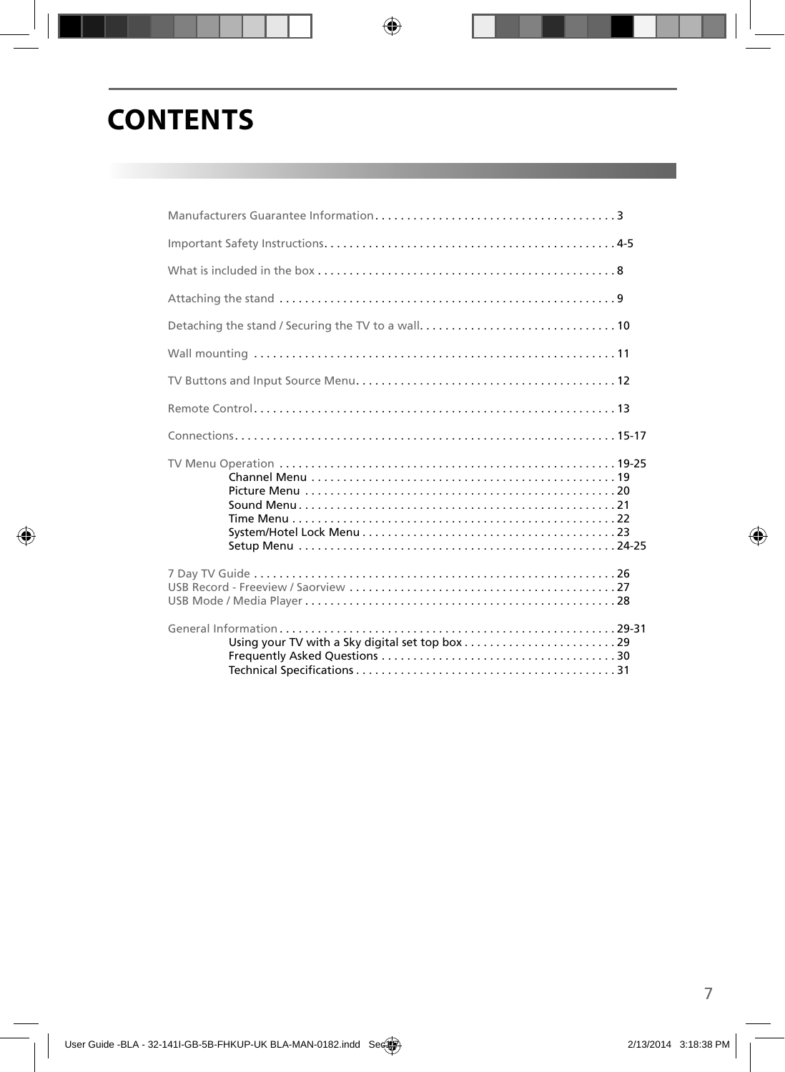# CONTENTS

Manufacturers Guarantee Information . . . . . . . . . . . . . . . . . . . . . . . . . . . . . . . . . . . . . . 3

Important Safety Instructions. . . . . . . . . . . . . . . . . . . . . . . . . . . . . . . . . . . . . . . . . . . . . 4-5

What is included in the box . . . . . . . . . . . . . . . . . . . . . . . . . . . . . . . . . . . . . . . . . . . . . . . 8

Attaching the stand . . . . . . . . . . . . . . . . . . . . . . . . . . . . . . . . . . . . . . . . . . . . . . . . . . . . . 9

Detaching the stand / Securing the TV to a wall. . . . . . . . . . . . . . . . . . . . . . . . . . . . . . . 10

Wall mounting . . . . . . . . . . . . . . . . . . . . . . . . . . . . . . . . . . . . . . . . . . . . . . . . . . . . . . . . . 11

TV Buttons and Input Source Menu. . . . . . . . . . . . . . . . . . . . . . . . . . . . . . . . . . . . . . . . . 12

Remote Control. . . . . . . . . . . . . . . . . . . . . . . . . . . . . . . . . . . . . . . . . . . . . . . . . . . . . . . . . 13

Connections. . . . . . . . . . . . . . . . . . . . . . . . . . . . . . . . . . . . . . . . . . . . . . . . . . . . . . . . . . . . 15-17

TV Menu Operation . . . . . . . . . . . . . . . . . . . . . . . . . . . . . . . . . . . . . . . . . . . . . . . . . . . . . 19-25
- Channel Menu . . . . . . . . . . . . . . . . . . . . . . . . . . . . . . . . . . . . . . . . . . . . . . . . 19
- Picture Menu . . . . . . . . . . . . . . . . . . . . . . . . . . . . . . . . . . . . . . . . . . . . . . . . . 20
- Sound Menu . . . . . . . . . . . . . . . . . . . . . . . . . . . . . . . . . . . . . . . . . . . . . . . . . . 21
- Time Menu . . . . . . . . . . . . . . . . . . . . . . . . . . . . . . . . . . . . . . . . . . . . . . . . . . . 22
- System/Hotel Lock Menu . . . . . . . . . . . . . . . . . . . . . . . . . . . . . . . . . . . . . . . . 23
- Setup Menu . . . . . . . . . . . . . . . . . . . . . . . . . . . . . . . . . . . . . . . . . . . . . . . . . . 24-25

7 Day TV Guide . . . . . . . . . . . . . . . . . . . . . . . . . . . . . . . . . . . . . . . . . . . . . . . . . . . . . . . . . 26
USB Record - Freeview / Saorview . . . . . . . . . . . . . . . . . . . . . . . . . . . . . . . . . . . . . . . . . . 27
USB Mode / Media Player . . . . . . . . . . . . . . . . . . . . . . . . . . . . . . . . . . . . . . . . . . . . . . . . . 28

General Information . . . . . . . . . . . . . . . . . . . . . . . . . . . . . . . . . . . . . . . . . . . . . . . . . . . . . 29-31
- Using your TV with a Sky digital set top box . . . . . . . . . . . . . . . . . . . . . . . . 29
- Frequently Asked Questions . . . . . . . . . . . . . . . . . . . . . . . . . . . . . . . . . . . . . 30
- Technical Specifications . . . . . . . . . . . . . . . . . . . . . . . . . . . . . . . . . . . . . . . . . 31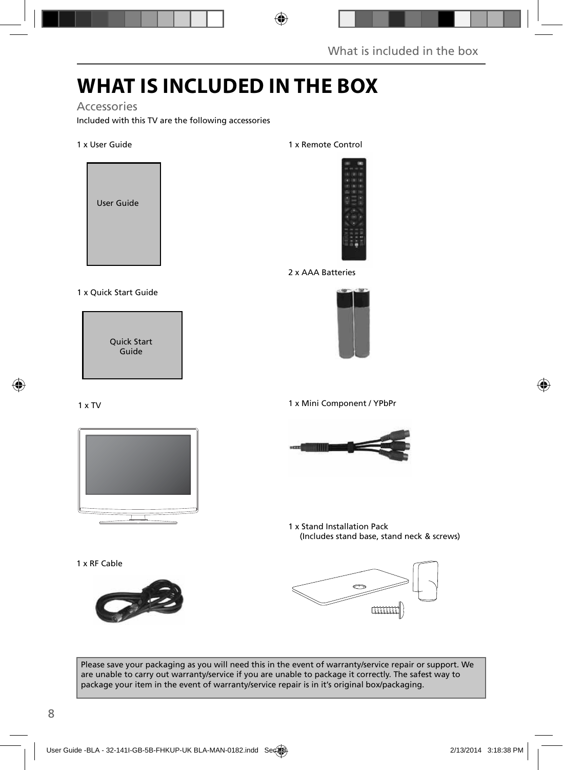# WHAT IS INCLUDED IN THE BOX

## Accessories

Included with this TV are the following accessories

1 x User Guide

User Guide

1 x Quick Start Guide

Quick Start Guide

1 x TV

1 x RF Cable

1 x Remote Control

2 x AAA Batteries

1 x Mini Component / YPbPr

1 x Stand Installation Pack
(Includes stand base, stand neck & screws)

Please save your packaging as you will need this in the event of warranty/service repair or support. We are unable to carry out warranty/service if you are unable to package it correctly. The safest way to package your item in the event of warranty/service repair is in it's original box/packaging.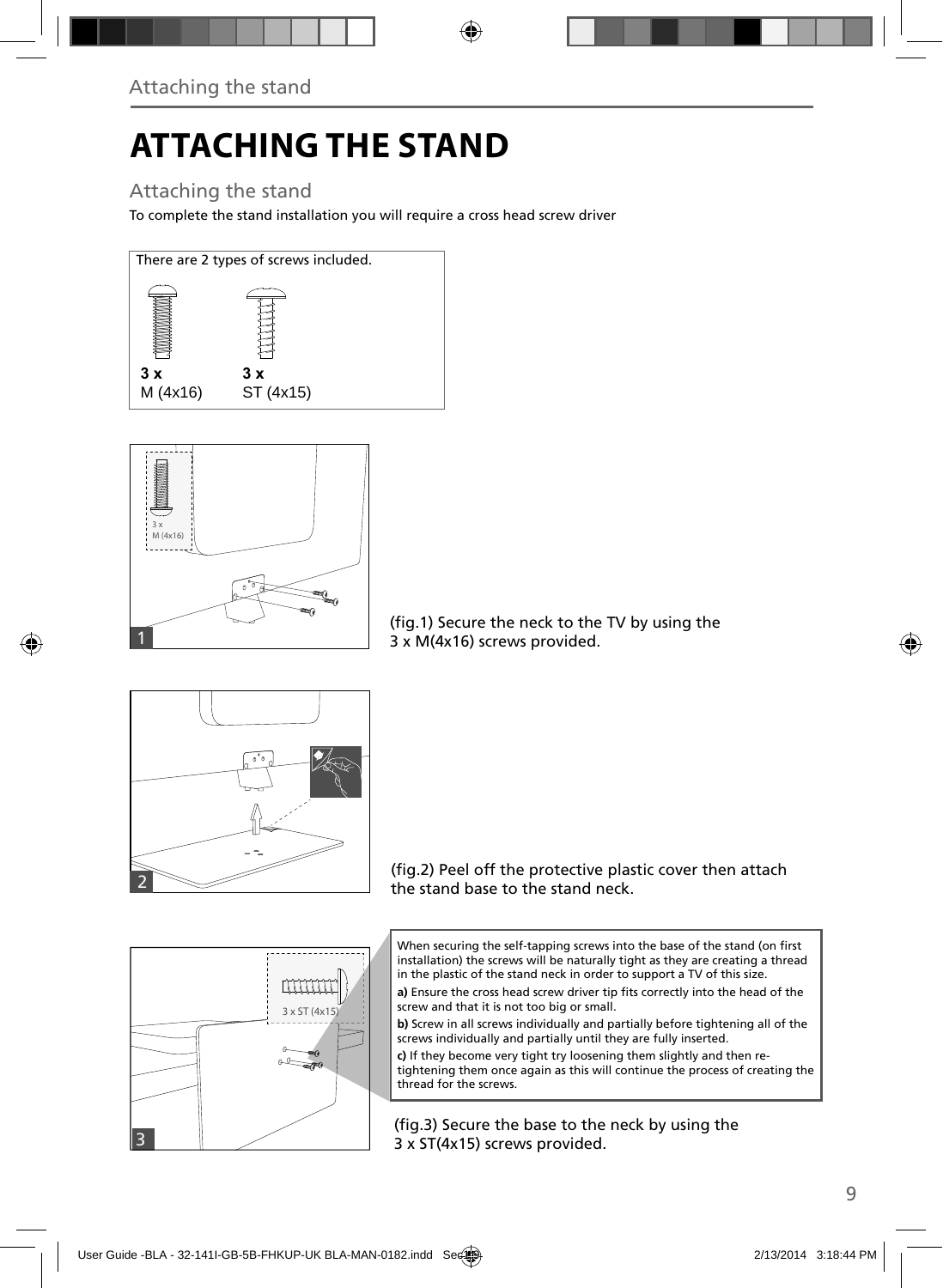# ATTACHING THE STAND

## Attaching the stand

To complete the stand installation you will require a cross head screw driver

There are 2 types of screws included.

**3 x**
M (4x16)

**3 x**
ST (4x15)

(fig.1) Secure the neck to the TV by using the 3 x M(4x16) screws provided.

(fig.2) Peel off the protective plastic cover then attach the stand base to the stand neck.

When securing the self-tapping screws into the base of the stand (on first installation) the screws will be naturally tight as they are creating a thread in the plastic of the stand neck in order to support a TV of this size.

**a)** Ensure the cross head screw driver tip fits correctly into the head of the screw and that it is not too big or small.

**b)** Screw in all screws individually and partially before tightening all of the screws individually and partially until they are fully inserted.

**c)** If they become very tight try loosening them slightly and then re-tightening them once again as this will continue the process of creating the thread for the screws.

(fig.3) Secure the base to the neck by using the 3 x ST(4x15) screws provided.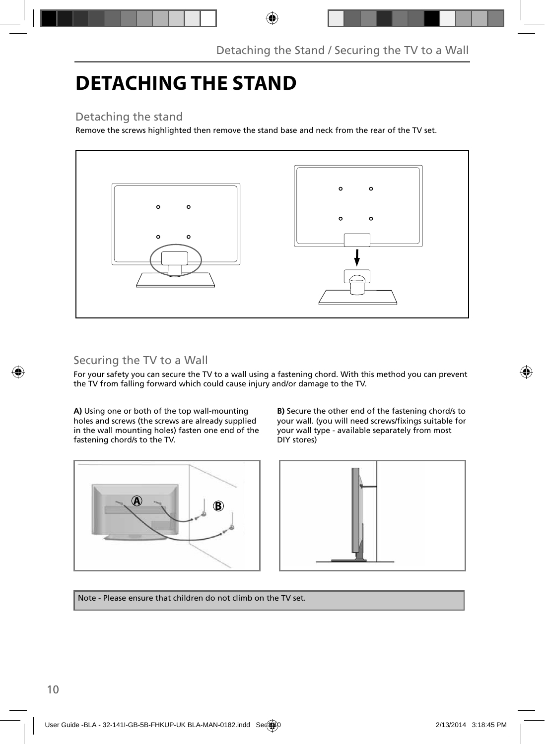# DETACHING THE STAND

## Detaching the stand

Remove the screws highlighted then remove the stand base and neck from the rear of the TV set.

## Securing the TV to a Wall

For your safety you can secure the TV to a wall using a fastening chord. With this method you can prevent the TV from falling forward which could cause injury and/or damage to the TV.

**A)** Using one or both of the top wall-mounting holes and screws (the screws are already supplied in the wall mounting holes) fasten one end of the fastening chord/s to the TV.

**B)** Secure the other end of the fastening chord/s to your wall. (you will need screws/fixings suitable for your wall type - available separately from most DIY stores)

Note - Please ensure that children do not climb on the TV set.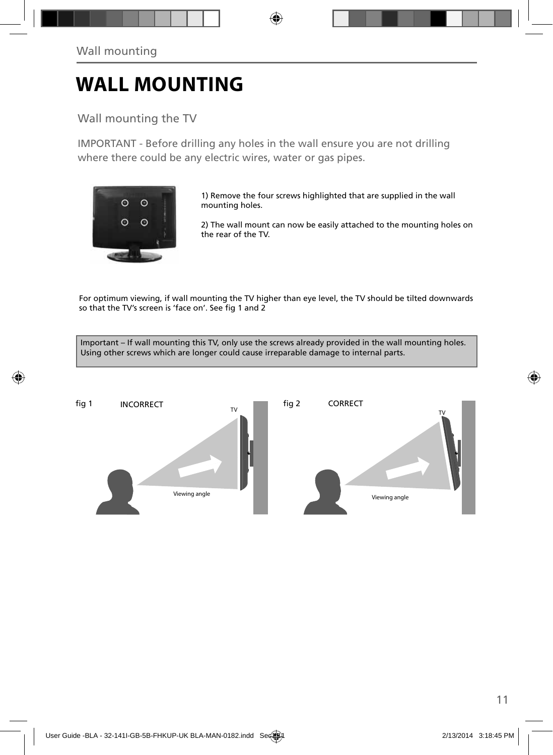# WALL MOUNTING

## Wall mounting the TV

IMPORTANT - Before drilling any holes in the wall ensure you are not drilling where there could be any electric wires, water or gas pipes.

1) Remove the four screws highlighted that are supplied in the wall mounting holes.

2) The wall mount can now be easily attached to the mounting holes on the rear of the TV.

For optimum viewing, if wall mounting the TV higher than eye level, the TV should be tilted downwards so that the TV's screen is 'face on'. See fig 1 and 2

Important – If wall mounting this TV, only use the screws already provided in the wall mounting holes. Using other screws which are longer could cause irreparable damage to internal parts.

fig 1 INCORRECT

TV

Viewing angle

fig 2 CORRECT

TV

Viewing angle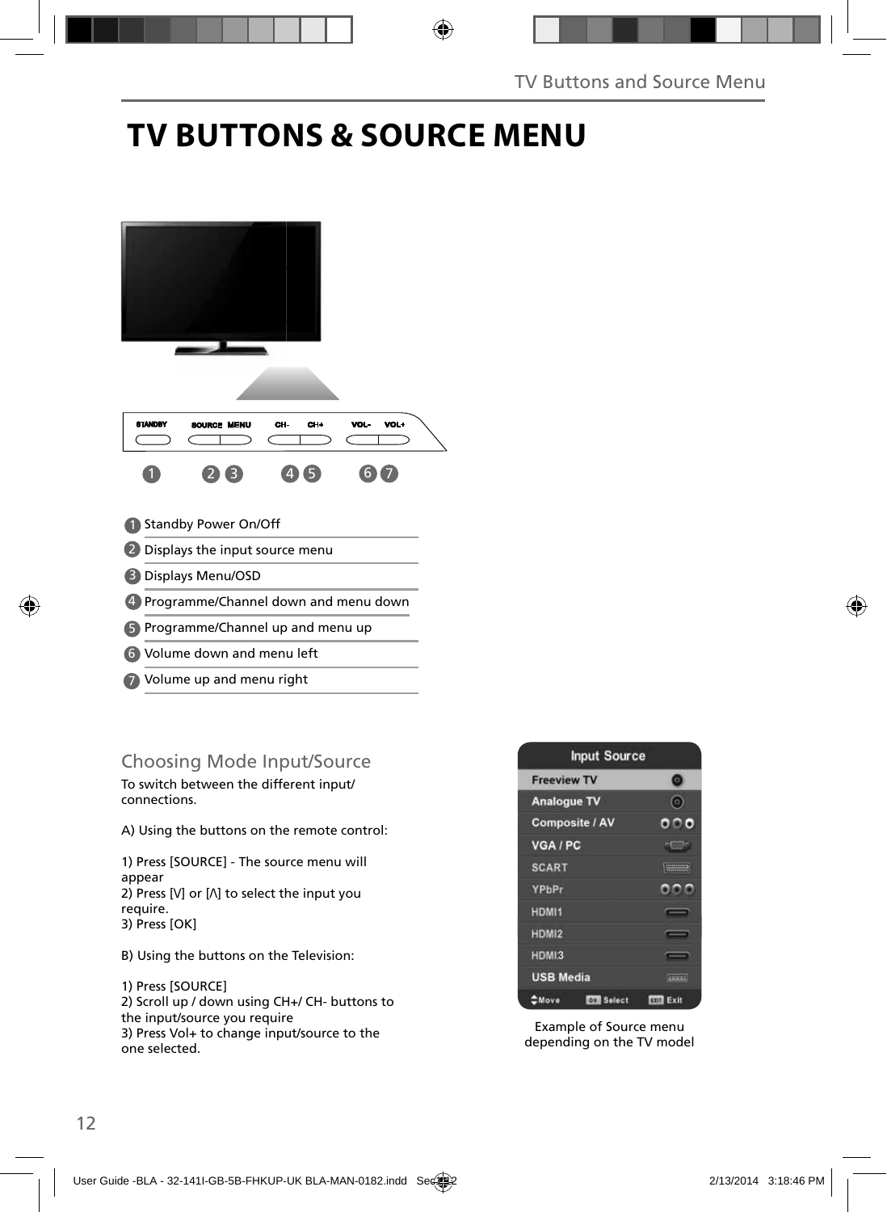# TV BUTTONS & SOURCE MENU

STANDBY SOURCE MENU CH- CH+ VOL- VOL+

1 2 3 4 5 6 7

1. Standby Power On/Off
2. Displays the input source menu
3. Displays Menu/OSD
4. Programme/Channel down and menu down
5. Programme/Channel up and menu up
6. Volume down and menu left
7. Volume up and menu right

## Choosing Mode Input/Source

To switch between the different input/ connections.

A) Using the buttons on the remote control:

1) Press [SOURCE] - The source menu will appear
2) Press [V] or [Λ] to select the input you require.
3) Press [OK]

B) Using the buttons on the Television:

1) Press [SOURCE]
2) Scroll up / down using CH+/ CH- buttons to the input/source you require
3) Press Vol+ to change input/source to the one selected.

Input Source

- Freeview TV
- Analogue TV
- Composite / AV
- VGA / PC
- SCART
- YPbPr
- HDMI1
- HDMI2
- HDMI3
- USB Media

Move | OK Select | EXIT Exit

Example of Source menu depending on the TV model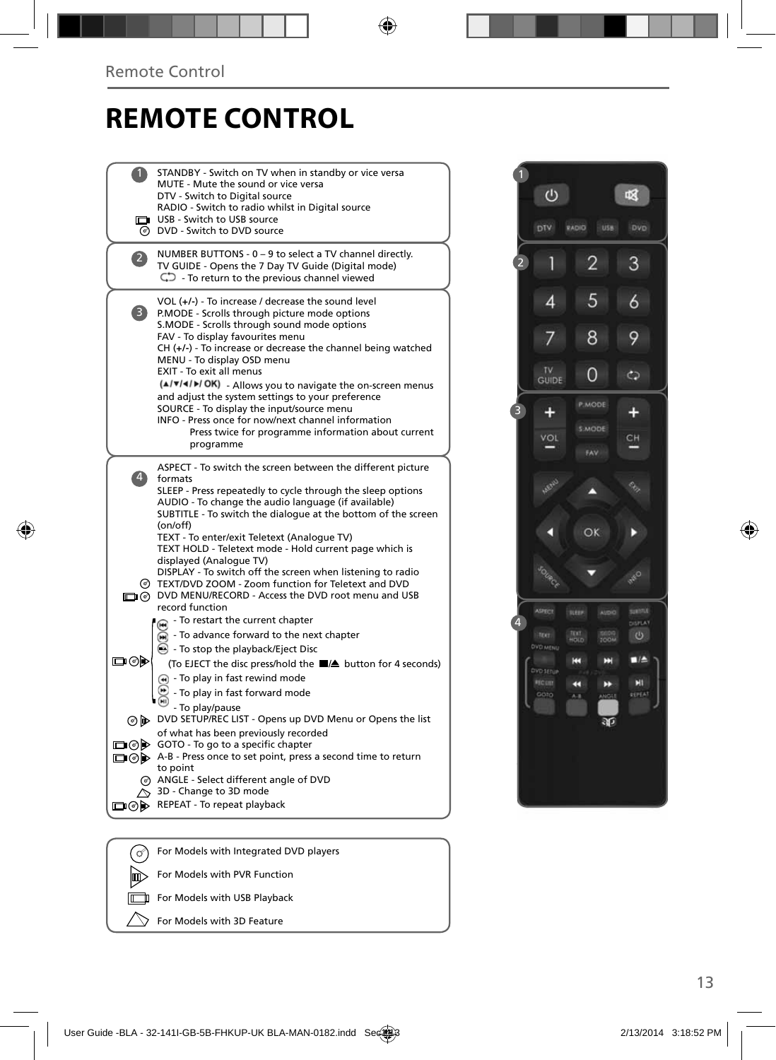# REMOTE CONTROL

**1**

STANDBY - Switch on TV when in standby or vice versa
MUTE - Mute the sound or vice versa
DTV - Switch to Digital source
RADIO - Switch to radio whilst in Digital source
USB - Switch to USB source
DVD - Switch to DVD source

**2**

NUMBER BUTTONS - 0 – 9 to select a TV channel directly.
TV GUIDE - Opens the 7 Day TV Guide (Digital mode)
- To return to the previous channel viewed

**3**

VOL (+/-) - To increase / decrease the sound level
P.MODE - Scrolls through picture mode options
S.MODE - Scrolls through sound mode options
FAV - To display favourites menu
CH (+/-) - To increase or decrease the channel being watched
MENU - To display OSD menu
EXIT - To exit all menus
(▲/▼/◄/►/ OK) - Allows you to navigate the on-screen menus and adjust the system settings to your preference
SOURCE - To display the input/source menu
INFO - Press once for now/next channel information
Press twice for programme information about current programme

**4**

ASPECT - To switch the screen between the different picture formats
SLEEP - Press repeatedly to cycle through the sleep options
AUDIO - To change the audio language (if available)
SUBTITLE - To switch the dialogue at the bottom of the screen (on/off)
TEXT - To enter/exit Teletext (Analogue TV)
TEXT HOLD - Teletext mode - Hold current page which is displayed (Analogue TV)
DISPLAY - To switch off the screen when listening to radio
TEXT/DVD ZOOM - Zoom function for Teletext and DVD
DVD MENU/RECORD - Access the DVD root menu and USB record function
- To restart the current chapter
- To advance forward to the next chapter
- To stop the playback/Eject Disc
(To EJECT the disc press/hold the ■/▲ button for 4 seconds)
- To play in fast rewind mode
- To play in fast forward mode
- To play/pause
DVD SETUP/REC LIST - Opens up DVD Menu or Opens the list of what has been previously recorded
GOTO - To go to a specific chapter
A-B - Press once to set point, press a second time to return to point
ANGLE - Select different angle of DVD
3D - Change to 3D mode
REPEAT - To repeat playback

For Models with Integrated DVD players
For Models with PVR Function
For Models with USB Playback
For Models with 3D Feature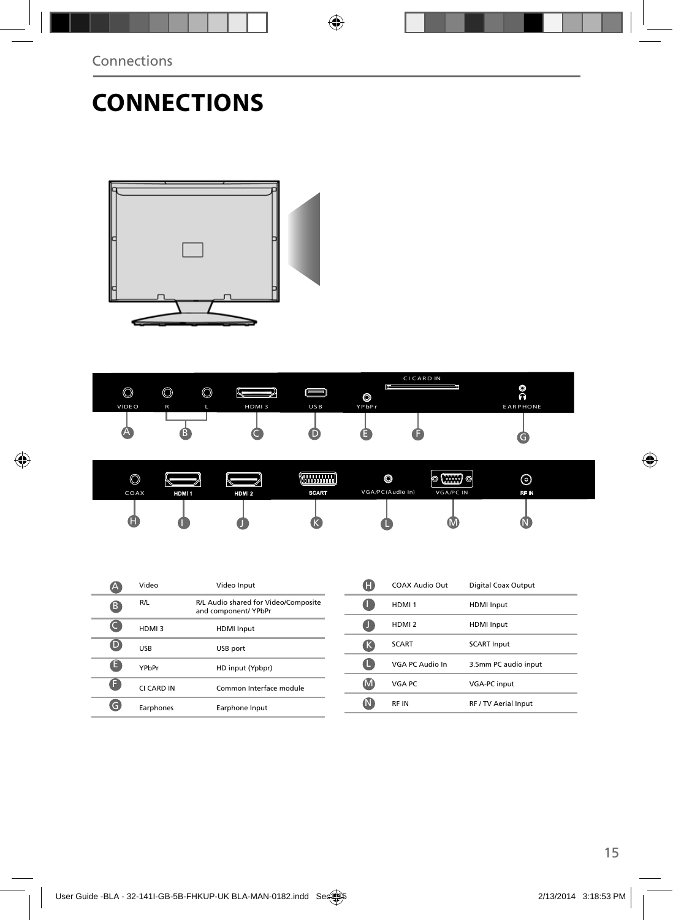# CONNECTIONS

| | | |
|---|---|---|
| A | Video | Video Input |
| B | R/L | R/L Audio shared for Video/Composite and component/ YPbPr |
| C | HDMI 3 | HDMI Input |
| D | USB | USB port |
| E | YPbPr | HD input (Ypbpr) |
| F | CI CARD IN | Common Interface module |
| G | Earphones | Earphone Input |

| | | |
|---|---|---|
| H | COAX Audio Out | Digital Coax Output |
| I | HDMI 1 | HDMI Input |
| J | HDMI 2 | HDMI Input |
| K | SCART | SCART Input |
| L | VGA PC Audio In | 3.5mm PC audio input |
| M | VGA PC | VGA-PC input |
| N | RF IN | RF / TV Aerial Input |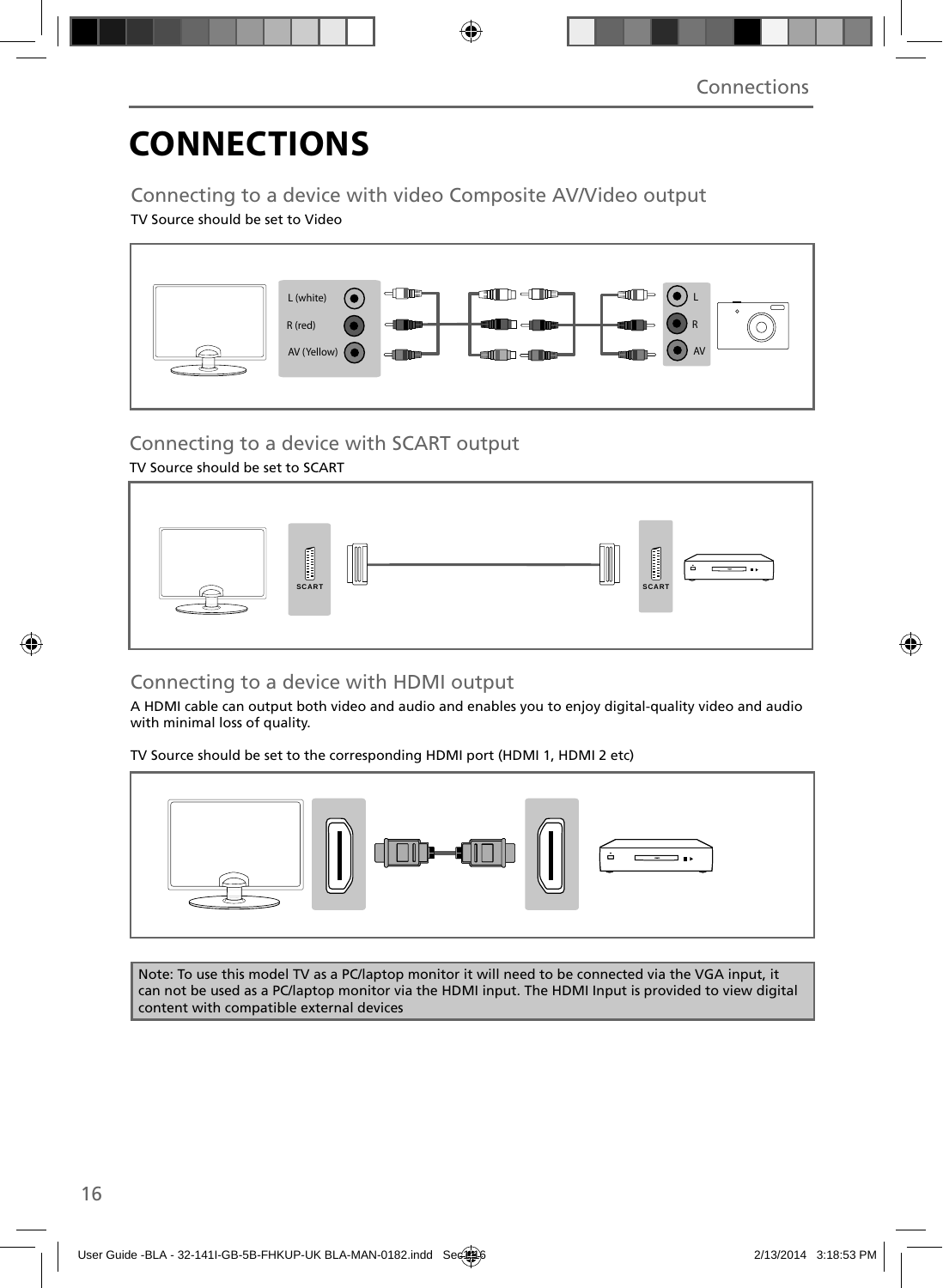# CONNECTIONS

## Connecting to a device with video Composite AV/Video output

TV Source should be set to Video

L (white)

R (red)

AV (Yellow)

L

R

AV

## Connecting to a device with SCART output

TV Source should be set to SCART

SCART

SCART

## Connecting to a device with HDMI output

A HDMI cable can output both video and audio and enables you to enjoy digital-quality video and audio with minimal loss of quality.

TV Source should be set to the corresponding HDMI port (HDMI 1, HDMI 2 etc)

Note: To use this model TV as a PC/laptop monitor it will need to be connected via the VGA input, it can not be used as a PC/laptop monitor via the HDMI input. The HDMI Input is provided to view digital content with compatible external devices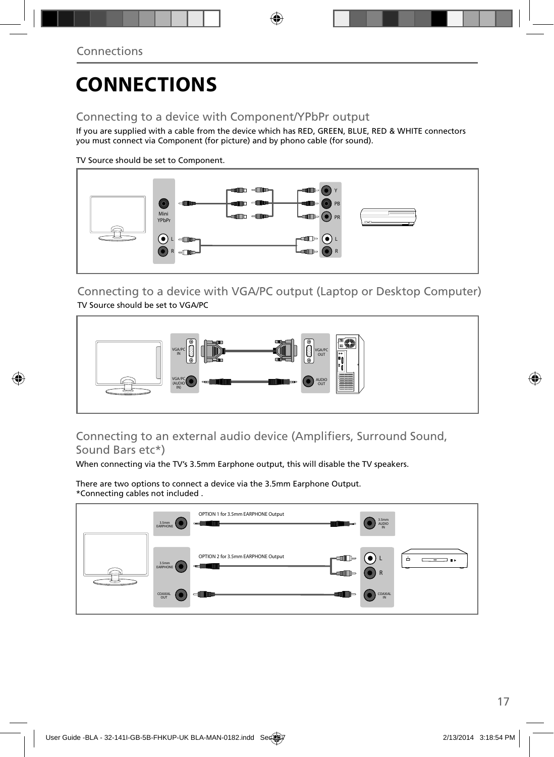# CONNECTIONS

## Connecting to a device with Component/YPbPr output

If you are supplied with a cable from the device which has RED, GREEN, BLUE, RED & WHITE connectors you must connect via Component (for picture) and by phono cable (for sound).

TV Source should be set to Component.

Mini YPbPr
L
R
Y
PB
PR
L
R

## Connecting to a device with VGA/PC output (Laptop or Desktop Computer)

TV Source should be set to VGA/PC

VGA/PC IN
VGA/PC (AUDIO IN)
VGA/PC OUT
AUDIO OUT

## Connecting to an external audio device (Amplifiers, Surround Sound, Sound Bars etc*)

When connecting via the TV's 3.5mm Earphone output, this will disable the TV speakers.

There are two options to connect a device via the 3.5mm Earphone Output.
*Connecting cables not included .

OPTION 1 for 3.5mm EARPHONE Output
3.5mm EARPHONE
3.5mm AUDIO IN

OPTION 2 for 3.5mm EARPHONE Output
3.5mm EARPHONE
L
R
COAXIAL OUT
COAXIAL IN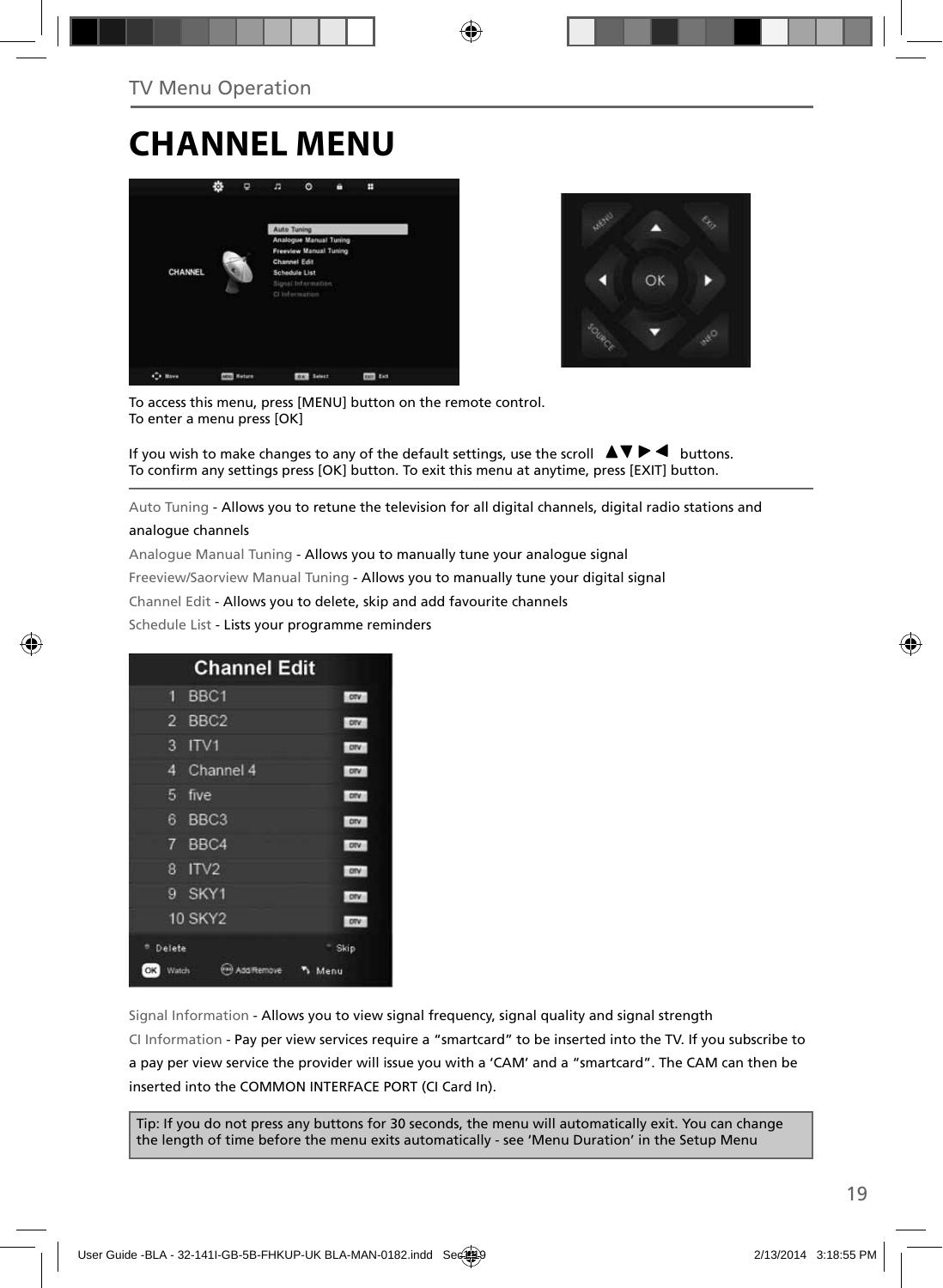## TV Menu Operation

# CHANNEL MENU

To access this menu, press [MENU] button on the remote control.
To enter a menu press [OK]

If you wish to make changes to any of the default settings, use the scroll ▲▼►◄ buttons.
To confirm any settings press [OK] button. To exit this menu at anytime, press [EXIT] button.

Auto Tuning - Allows you to retune the television for all digital channels, digital radio stations and analogue channels

Analogue Manual Tuning - Allows you to manually tune your analogue signal

Freeview/Saorview Manual Tuning - Allows you to manually tune your digital signal

Channel Edit - Allows you to delete, skip and add favourite channels

Schedule List - Lists your programme reminders

Signal Information - Allows you to view signal frequency, signal quality and signal strength

CI Information - Pay per view services require a "smartcard" to be inserted into the TV. If you subscribe to a pay per view service the provider will issue you with a 'CAM' and a "smartcard". The CAM can then be inserted into the COMMON INTERFACE PORT (CI Card In).

Tip: If you do not press any buttons for 30 seconds, the menu will automatically exit. You can change the length of time before the menu exits automatically - see 'Menu Duration' in the Setup Menu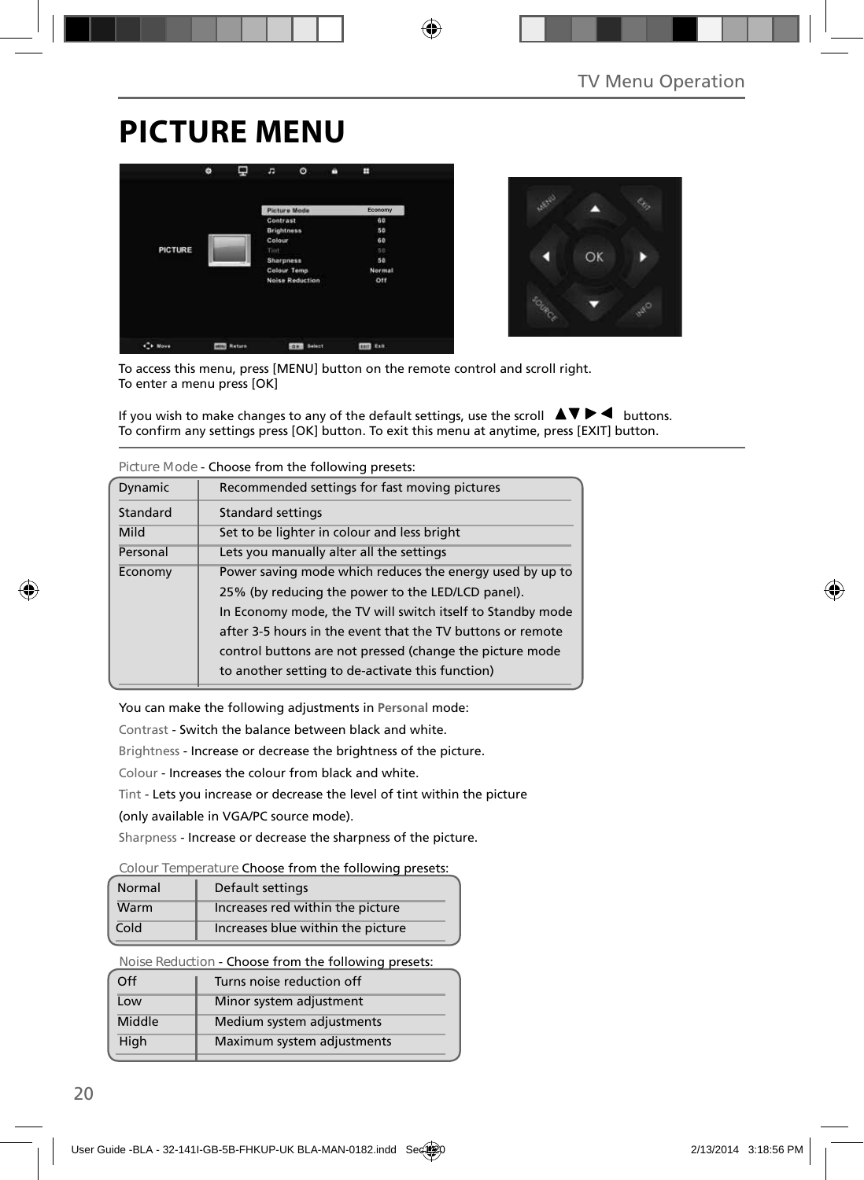# PICTURE MENU

To access this menu, press [MENU] button on the remote control and scroll right.
To enter a menu press [OK]

If you wish to make changes to any of the default settings, use the scroll ▲▼ ▶ ◀ buttons.
To confirm any settings press [OK] button. To exit this menu at anytime, press [EXIT] button.

Picture Mode - Choose from the following presets:

| | |
|---|---|
| Dynamic | Recommended settings for fast moving pictures |
| Standard | Standard settings |
| Mild | Set to be lighter in colour and less bright |
| Personal | Lets you manually alter all the settings |
| Economy | Power saving mode which reduces the energy used by up to 25% (by reducing the power to the LED/LCD panel). In Economy mode, the TV will switch itself to Standby mode after 3-5 hours in the event that the TV buttons or remote control buttons are not pressed (change the picture mode to another setting to de-activate this function) |

You can make the following adjustments in **Personal** mode:

Contrast - Switch the balance between black and white.

Brightness - Increase or decrease the brightness of the picture.

Colour - Increases the colour from black and white.

Tint - Lets you increase or decrease the level of tint within the picture (only available in VGA/PC source mode).

Sharpness - Increase or decrease the sharpness of the picture.

Colour Temperature Choose from the following presets:

| | |
|---|---|
| Normal | Default settings |
| Warm | Increases red within the picture |
| Cold | Increases blue within the picture |

Noise Reduction - Choose from the following presets:

| | |
|---|---|
| Off | Turns noise reduction off |
| Low | Minor system adjustment |
| Middle | Medium system adjustments |
| High | Maximum system adjustments |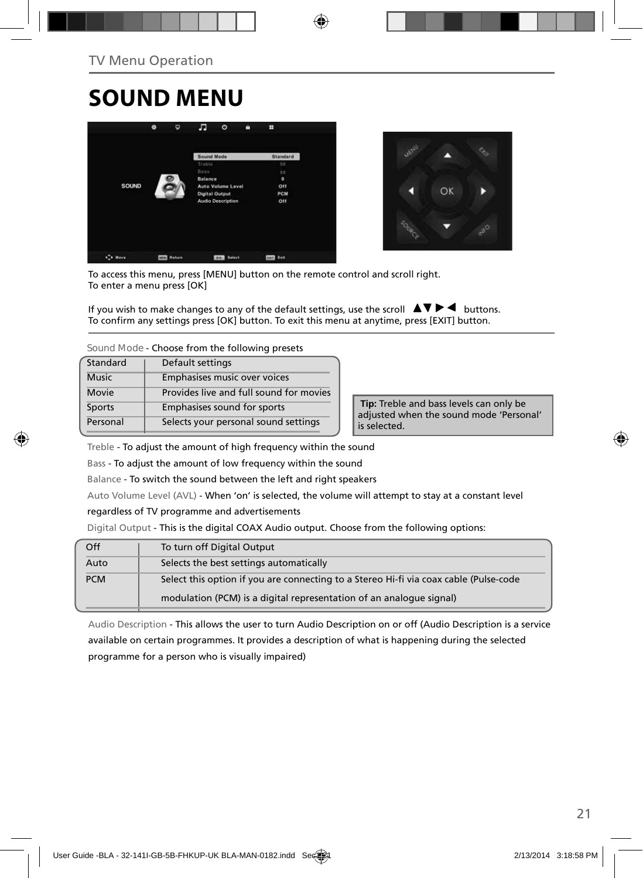TV Menu Operation

# SOUND MENU

To access this menu, press [MENU] button on the remote control and scroll right.
To enter a menu press [OK]

If you wish to make changes to any of the default settings, use the scroll ▲▼▶◀ buttons.
To confirm any settings press [OK] button. To exit this menu at anytime, press [EXIT] button.

Sound Mode - Choose from the following presets

| | |
|---|---|
| Standard | Default settings |
| Music | Emphasises music over voices |
| Movie | Provides live and full sound for movies |
| Sports | Emphasises sound for sports |
| Personal | Selects your personal sound settings |

**Tip:** Treble and bass levels can only be adjusted when the sound mode 'Personal' is selected.

Treble - To adjust the amount of high frequency within the sound

Bass - To adjust the amount of low frequency within the sound

Balance - To switch the sound between the left and right speakers

Auto Volume Level (AVL) - When 'on' is selected, the volume will attempt to stay at a constant level regardless of TV programme and advertisements

Digital Output - This is the digital COAX Audio output. Choose from the following options:

| | |
|---|---|
| Off | To turn off Digital Output |
| Auto | Selects the best settings automatically |
| PCM | Select this option if you are connecting to a Stereo Hi-fi via coax cable (Pulse-code modulation (PCM) is a digital representation of an analogue signal) |

Audio Description - This allows the user to turn Audio Description on or off (Audio Description is a service available on certain programmes. It provides a description of what is happening during the selected programme for a person who is visually impaired)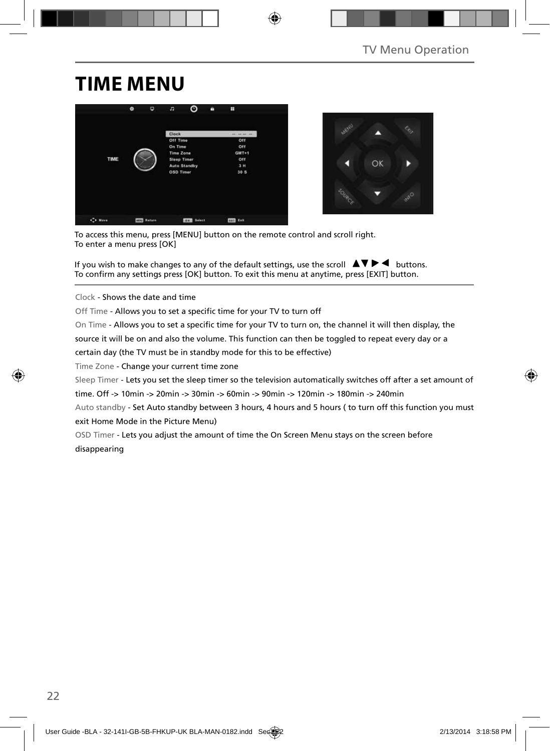# TIME MENU

To access this menu, press [MENU] button on the remote control and scroll right.
To enter a menu press [OK]

If you wish to make changes to any of the default settings, use the scroll ▲▼▶◀ buttons.
To confirm any settings press [OK] button. To exit this menu at anytime, press [EXIT] button.

Clock - Shows the date and time

Off Time - Allows you to set a specific time for your TV to turn off

On Time - Allows you to set a specific time for your TV to turn on, the channel it will then display, the source it will be on and also the volume. This function can then be toggled to repeat every day or a certain day (the TV must be in standby mode for this to be effective)

Time Zone - Change your current time zone

Sleep Timer - Lets you set the sleep timer so the television automatically switches off after a set amount of time. Off -> 10min -> 20min -> 30min -> 60min -> 90min -> 120min -> 180min -> 240min

Auto standby - Set Auto standby between 3 hours, 4 hours and 5 hours ( to turn off this function you must exit Home Mode in the Picture Menu)

OSD Timer - Lets you adjust the amount of time the On Screen Menu stays on the screen before disappearing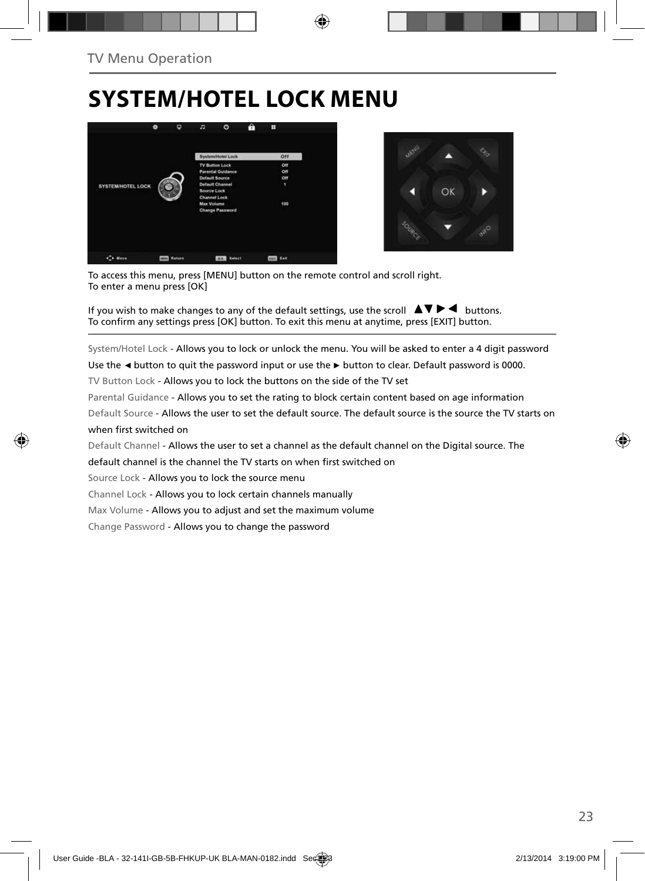# SYSTEM/HOTEL LOCK MENU

To access this menu, press [MENU] button on the remote control and scroll right.
To enter a menu press [OK]

If you wish to make changes to any of the default settings, use the scroll ▲▼ ▶ ◀ buttons.
To confirm any settings press [OK] button. To exit this menu at anytime, press [EXIT] button.

System/Hotel Lock - Allows you to lock or unlock the menu. You will be asked to enter a 4 digit password
Use the ◄ button to quit the password input or use the ► button to clear. Default password is 0000.

TV Button Lock - Allows you to lock the buttons on the side of the TV set

Parental Guidance - Allows you to set the rating to block certain content based on age information

Default Source - Allows the user to set the default source. The default source is the source the TV starts on when first switched on

Default Channel - Allows the user to set a channel as the default channel on the Digital source. The default channel is the channel the TV starts on when first switched on

Source Lock - Allows you to lock the source menu

Channel Lock - Allows you to lock certain channels manually

Max Volume - Allows you to adjust and set the maximum volume

Change Password - Allows you to change the password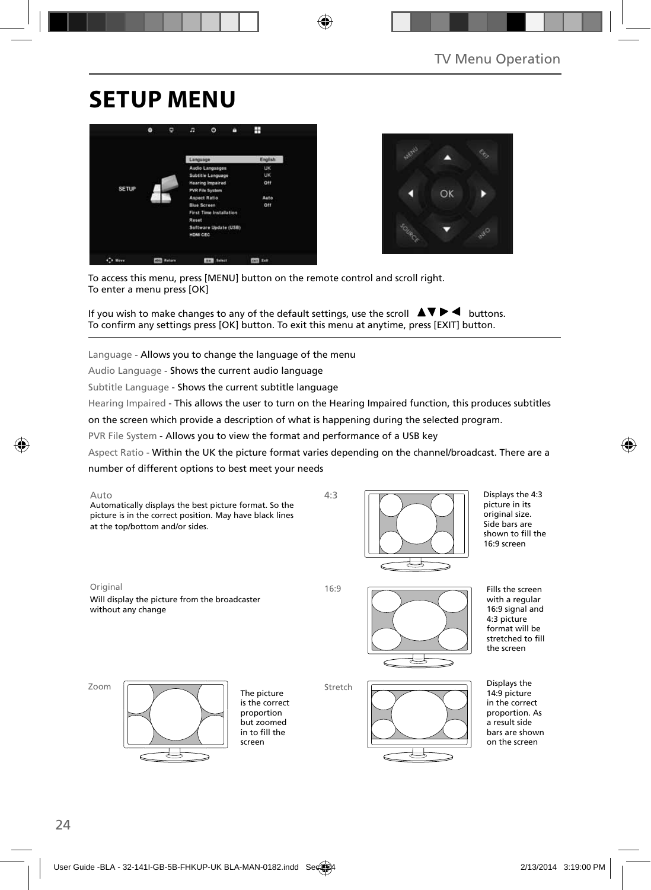# SETUP MENU

To access this menu, press [MENU] button on the remote control and scroll right.
To enter a menu press [OK]

If you wish to make changes to any of the default settings, use the scroll ▲▼▶◀ buttons.
To confirm any settings press [OK] button. To exit this menu at anytime, press [EXIT] button.

Language - Allows you to change the language of the menu

Audio Language - Shows the current audio language

Subtitle Language - Shows the current subtitle language

Hearing Impaired - This allows the user to turn on the Hearing Impaired function, this produces subtitles on the screen which provide a description of what is happening during the selected program.

PVR File System - Allows you to view the format and performance of a USB key

Aspect Ratio - Within the UK the picture format varies depending on the channel/broadcast. There are a number of different options to best meet your needs

**Auto**
Automatically displays the best picture format. So the picture is in the correct position. May have black lines at the top/bottom and/or sides.

**4:3**
Displays the 4:3 picture in its original size. Side bars are shown to fill the 16:9 screen

**Original**
Will display the picture from the broadcaster without any change

**16:9**
Fills the screen with a regular 16:9 signal and 4:3 picture format will be stretched to fill the screen

**Zoom**
The picture is the correct proportion but zoomed in to fill the screen

**Stretch**
Displays the 14:9 picture in the correct proportion. As a result side bars are shown on the screen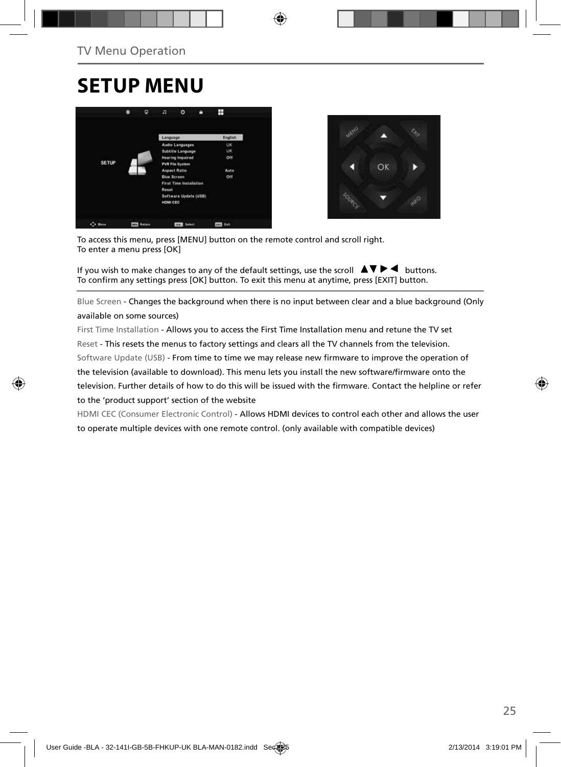# SETUP MENU

To access this menu, press [MENU] button on the remote control and scroll right.
To enter a menu press [OK]

If you wish to make changes to any of the default settings, use the scroll ▲▼ ▶ ◀ buttons.
To confirm any settings press [OK] button. To exit this menu at anytime, press [EXIT] button.

Blue Screen - Changes the background when there is no input between clear and a blue background (Only available on some sources)

First Time Installation - Allows you to access the First Time Installation menu and retune the TV set

Reset - This resets the menus to factory settings and clears all the TV channels from the television.

Software Update (USB) - From time to time we may release new firmware to improve the operation of the television (available to download). This menu lets you install the new software/firmware onto the television. Further details of how to do this will be issued with the firmware. Contact the helpline or refer to the 'product support' section of the website

HDMI CEC (Consumer Electronic Control) - Allows HDMI devices to control each other and allows the user to operate multiple devices with one remote control. (only available with compatible devices)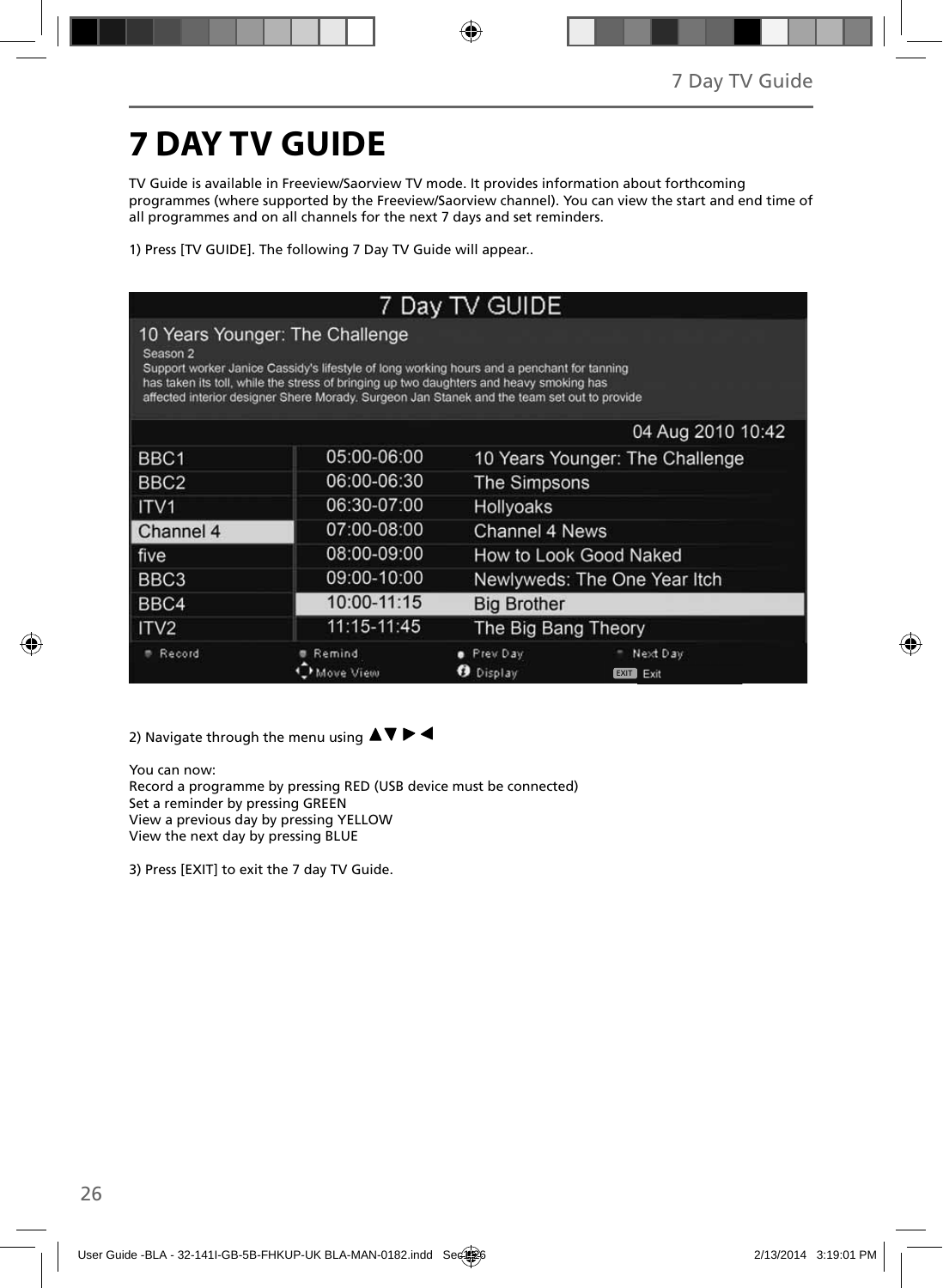# 7 DAY TV GUIDE

TV Guide is available in Freeview/Saorview TV mode. It provides information about forthcoming programmes (where supported by the Freeview/Saorview channel). You can view the start and end time of all programmes and on all channels for the next 7 days and set reminders.

1) Press [TV GUIDE]. The following 7 Day TV Guide will appear..

7 Day TV GUIDE

10 Years Younger: The Challenge

Season 2

Support worker Janice Cassidy's lifestyle of long working hours and a penchant for tanning has taken its toll, while the stress of bringing up two daughters and heavy smoking has affected interior designer Shere Morady. Surgeon Jan Stanek and the team set out to provide

04 Aug 2010 10:42

| Channel | Time | Programme |
|---|---|---|
| BBC1 | 05:00-06:00 | 10 Years Younger: The Challenge |
| BBC2 | 06:00-06:30 | The Simpsons |
| ITV1 | 06:30-07:00 | Hollyoaks |
| Channel 4 | 07:00-08:00 | Channel 4 News |
| five | 08:00-09:00 | How to Look Good Naked |
| BBC3 | 09:00-10:00 | Newlyweds: The One Year Itch |
| BBC4 | 10:00-11:15 | Big Brother |
| ITV2 | 11:15-11:45 | The Big Bang Theory |

Record | Remind | Prev Day | Next Day | Move View | Display | EXIT Exit

2) Navigate through the menu using ▲▼ ► ◄

You can now:
Record a programme by pressing RED (USB device must be connected)
Set a reminder by pressing GREEN
View a previous day by pressing YELLOW
View the next day by pressing BLUE

3) Press [EXIT] to exit the 7 day TV Guide.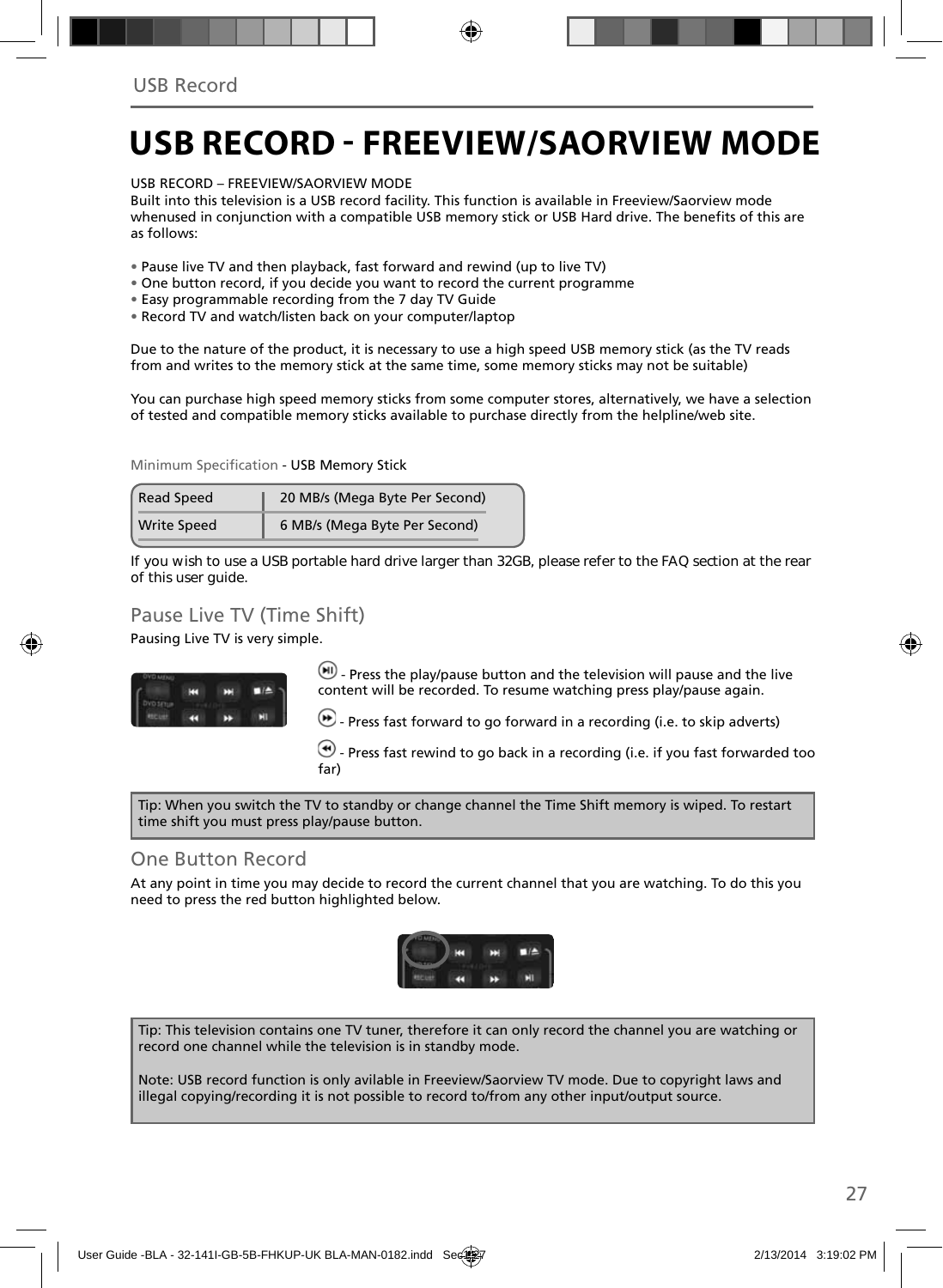# USB RECORD - FREEVIEW/SAORVIEW MODE

USB RECORD – FREEVIEW/SAORVIEW MODE
Built into this television is a USB record facility. This function is available in Freeview/Saorview mode whenused in conjunction with a compatible USB memory stick or USB Hard drive. The benefits of this are as follows:

- Pause live TV and then playback, fast forward and rewind (up to live TV)
- One button record, if you decide you want to record the current programme
- Easy programmable recording from the 7 day TV Guide
- Record TV and watch/listen back on your computer/laptop

Due to the nature of the product, it is necessary to use a high speed USB memory stick (as the TV reads from and writes to the memory stick at the same time, some memory sticks may not be suitable)

You can purchase high speed memory sticks from some computer stores, alternatively, we have a selection of tested and compatible memory sticks available to purchase directly from the helpline/web site.

Minimum Specification - USB Memory Stick

| Read Speed | 20 MB/s (Mega Byte Per Second) |
|---|---|
| Write Speed | 6 MB/s (Mega Byte Per Second) |

If you wish to use a USB portable hard drive larger than 32GB, please refer to the FAQ section at the rear of this user guide.

## Pause Live TV (Time Shift)

Pausing Live TV is very simple.

- Press the play/pause button and the television will pause and the live content will be recorded. To resume watching press play/pause again.

- Press fast forward to go forward in a recording (i.e. to skip adverts)

- Press fast rewind to go back in a recording (i.e. if you fast forwarded too far)

Tip: When you switch the TV to standby or change channel the Time Shift memory is wiped. To restart time shift you must press play/pause button.

## One Button Record

At any point in time you may decide to record the current channel that you are watching. To do this you need to press the red button highlighted below.

Tip: This television contains one TV tuner, therefore it can only record the channel you are watching or record one channel while the television is in standby mode.

Note: USB record function is only avilable in Freeview/Saorview TV mode. Due to copyright laws and illegal copying/recording it is not possible to record to/from any other input/output source.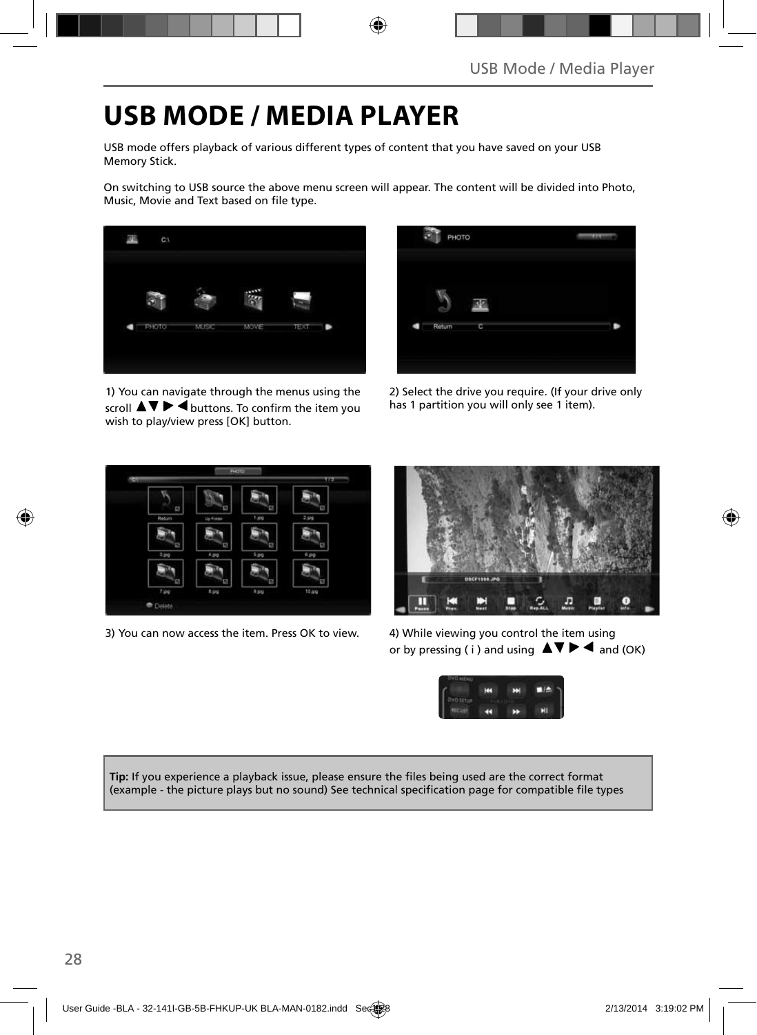# USB MODE / MEDIA PLAYER

USB mode offers playback of various different types of content that you have saved on your USB Memory Stick.

On switching to USB source the above menu screen will appear. The content will be divided into Photo, Music, Movie and Text based on file type.

1) You can navigate through the menus using the scroll ▲▼▶◀ buttons. To confirm the item you wish to play/view press [OK] button.

2) Select the drive you require. (If your drive only has 1 partition you will only see 1 item).

3) You can now access the item. Press OK to view.

4) While viewing you control the item using or by pressing ( i ) and using ▲▼▶◀ and (OK)

**Tip:** If you experience a playback issue, please ensure the files being used are the correct format (example - the picture plays but no sound) See technical specification page for compatible file types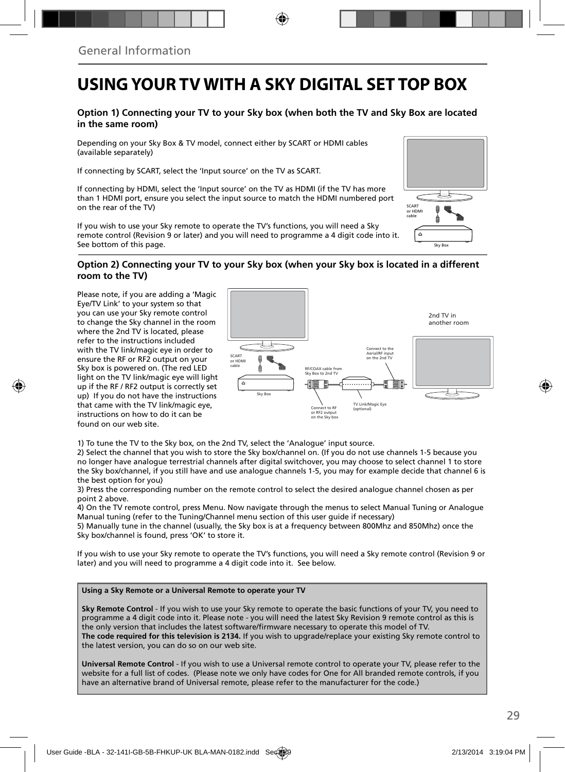General Information

# USING YOUR TV WITH A SKY DIGITAL SET TOP BOX

### Option 1) Connecting your TV to your Sky box (when both the TV and Sky Box are located in the same room)

Depending on your Sky Box & TV model, connect either by SCART or HDMI cables (available separately)

If connecting by SCART, select the 'Input source' on the TV as SCART.

If connecting by HDMI, select the 'Input source' on the TV as HDMI (if the TV has more than 1 HDMI port, ensure you select the input source to match the HDMI numbered port on the rear of the TV)

If you wish to use your Sky remote to operate the TV's functions, you will need a Sky remote control (Revision 9 or later) and you will need to programme a 4 digit code into it. See bottom of this page.

SCART or HDMI cable

Sky Box

### Option 2) Connecting your TV to your Sky box (when your Sky box is located in a different room to the TV)

Please note, if you are adding a 'Magic Eye/TV Link' to your system so that you can use your Sky remote control to change the Sky channel in the room where the 2nd TV is located, please refer to the instructions included with the TV link/magic eye in order to ensure the RF or RF2 output on your Sky box is powered on. (The red LED light on the TV link/magic eye will light up if the RF / RF2 output is correctly set up) If you do not have the instructions that came with the TV link/magic eye, instructions on how to do it can be found on our web site.

SCART or HDMI cable

Sky Box

RF/COAX cable from Sky Box to 2nd TV

Connect to the Aerial/RF input on the 2nd TV

2nd TV in another room

Connect to RF or RF2 output on the Sky box

TV Link/Magic Eye (optional)

1) To tune the TV to the Sky box, on the 2nd TV, select the 'Analogue' input source.
2) Select the channel that you wish to store the Sky box/channel on. (If you do not use channels 1-5 because you no longer have analogue terrestrial channels after digital switchover, you may choose to select channel 1 to store the Sky box/channel, if you still have and use analogue channels 1-5, you may for example decide that channel 6 is the best option for you)
3) Press the corresponding number on the remote control to select the desired analogue channel chosen as per point 2 above.
4) On the TV remote control, press Menu. Now navigate through the menus to select Manual Tuning or Analogue Manual tuning (refer to the Tuning/Channel menu section of this user guide if necessary)
5) Manually tune in the channel (usually, the Sky box is at a frequency between 800Mhz and 850Mhz) once the Sky box/channel is found, press 'OK' to store it.

If you wish to use your Sky remote to operate the TV's functions, you will need a Sky remote control (Revision 9 or later) and you will need to programme a 4 digit code into it. See below.

**Using a Sky Remote or a Universal Remote to operate your TV**

**Sky Remote Control** - If you wish to use your Sky remote to operate the basic functions of your TV, you need to programme a 4 digit code into it. Please note - you will need the latest Sky Revision 9 remote control as this is the only version that includes the latest software/firmware necessary to operate this model of TV.
**The code required for this television is 2134.** If you wish to upgrade/replace your existing Sky remote control to the latest version, you can do so on our web site.

**Universal Remote Control** - If you wish to use a Universal remote control to operate your TV, please refer to the website for a full list of codes. (Please note we only have codes for One for All branded remote controls, if you have an alternative brand of Universal remote, please refer to the manufacturer for the code.)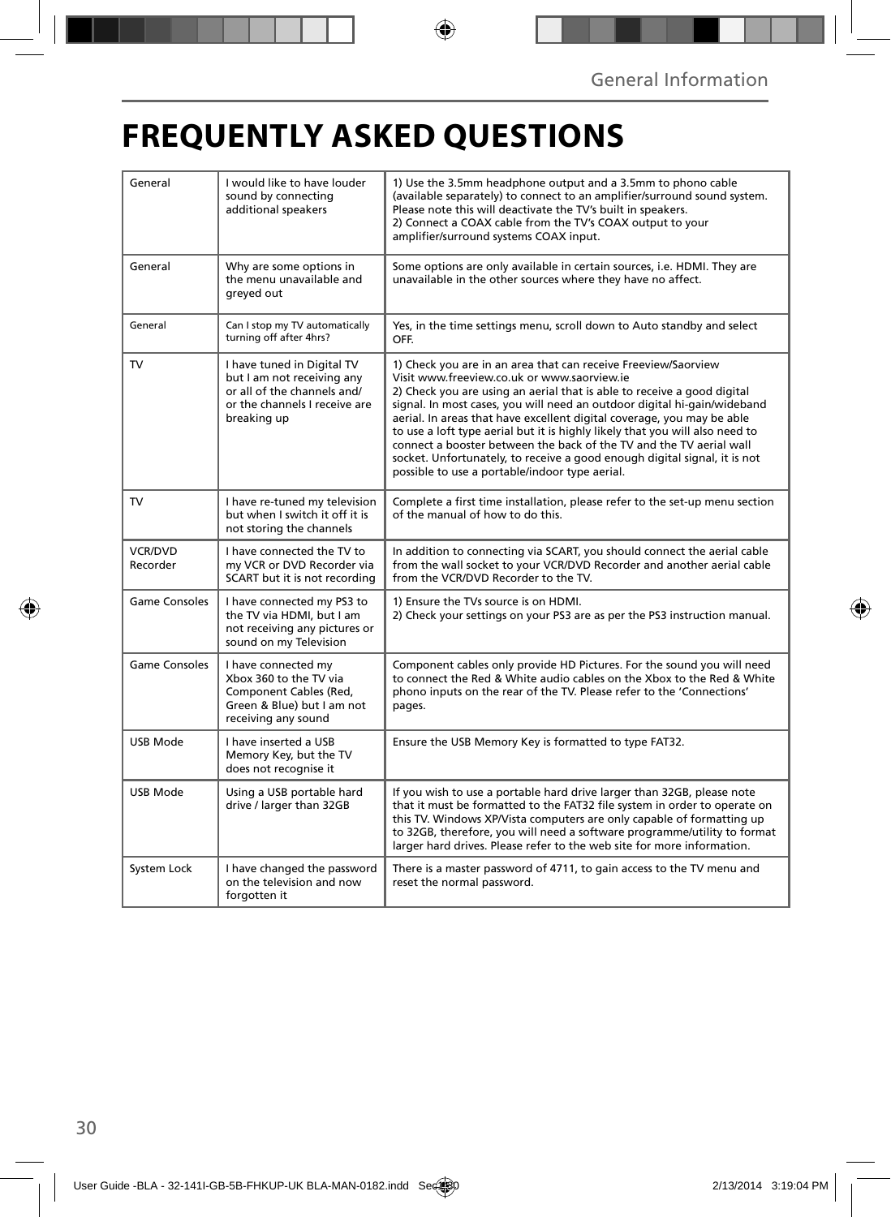# FREQUENTLY ASKED QUESTIONS

| | | |
|---|---|---|
| General | I would like to have louder sound by connecting additional speakers | 1) Use the 3.5mm headphone output and a 3.5mm to phono cable (available separately) to connect to an amplifier/surround sound system. Please note this will deactivate the TV's built in speakers.<br>2) Connect a COAX cable from the TV's COAX output to your amplifier/surround systems COAX input. |
| General | Why are some options in the menu unavailable and greyed out | Some options are only available in certain sources, i.e. HDMI. They are unavailable in the other sources where they have no affect. |
| General | Can I stop my TV automatically turning off after 4hrs? | Yes, in the time settings menu, scroll down to Auto standby and select OFF. |
| TV | I have tuned in Digital TV but I am not receiving any or all of the channels and/ or the channels I receive are breaking up | 1) Check you are in an area that can receive Freeview/Saorview Visit www.freeview.co.uk or www.saorview.ie<br>2) Check you are using an aerial that is able to receive a good digital signal. In most cases, you will need an outdoor digital hi-gain/wideband aerial. In areas that have excellent digital coverage, you may be able to use a loft type aerial but it is highly likely that you will also need to connect a booster between the back of the TV and the TV aerial wall socket. Unfortunately, to receive a good enough digital signal, it is not possible to use a portable/indoor type aerial. |
| TV | I have re-tuned my television but when I switch it off it is not storing the channels | Complete a first time installation, please refer to the set-up menu section of the manual of how to do this. |
| VCR/DVD Recorder | I have connected the TV to my VCR or DVD Recorder via SCART but it is not recording | In addition to connecting via SCART, you should connect the aerial cable from the wall socket to your VCR/DVD Recorder and another aerial cable from the VCR/DVD Recorder to the TV. |
| Game Consoles | I have connected my PS3 to the TV via HDMI, but I am not receiving any pictures or sound on my Television | 1) Ensure the TVs source is on HDMI.<br>2) Check your settings on your PS3 are as per the PS3 instruction manual. |
| Game Consoles | I have connected my Xbox 360 to the TV via Component Cables (Red, Green & Blue) but I am not receiving any sound | Component cables only provide HD Pictures. For the sound you will need to connect the Red & White audio cables on the Xbox to the Red & White phono inputs on the rear of the TV. Please refer to the 'Connections' pages. |
| USB Mode | I have inserted a USB Memory Key, but the TV does not recognise it | Ensure the USB Memory Key is formatted to type FAT32. |
| USB Mode | Using a USB portable hard drive / larger than 32GB | If you wish to use a portable hard drive larger than 32GB, please note that it must be formatted to the FAT32 file system in order to operate on this TV. Windows XP/Vista computers are only capable of formatting up to 32GB, therefore, you will need a software programme/utility to format larger hard drives. Please refer to the web site for more information. |
| System Lock | I have changed the password on the television and now forgotten it | There is a master password of 4711, to gain access to the TV menu and reset the normal password. |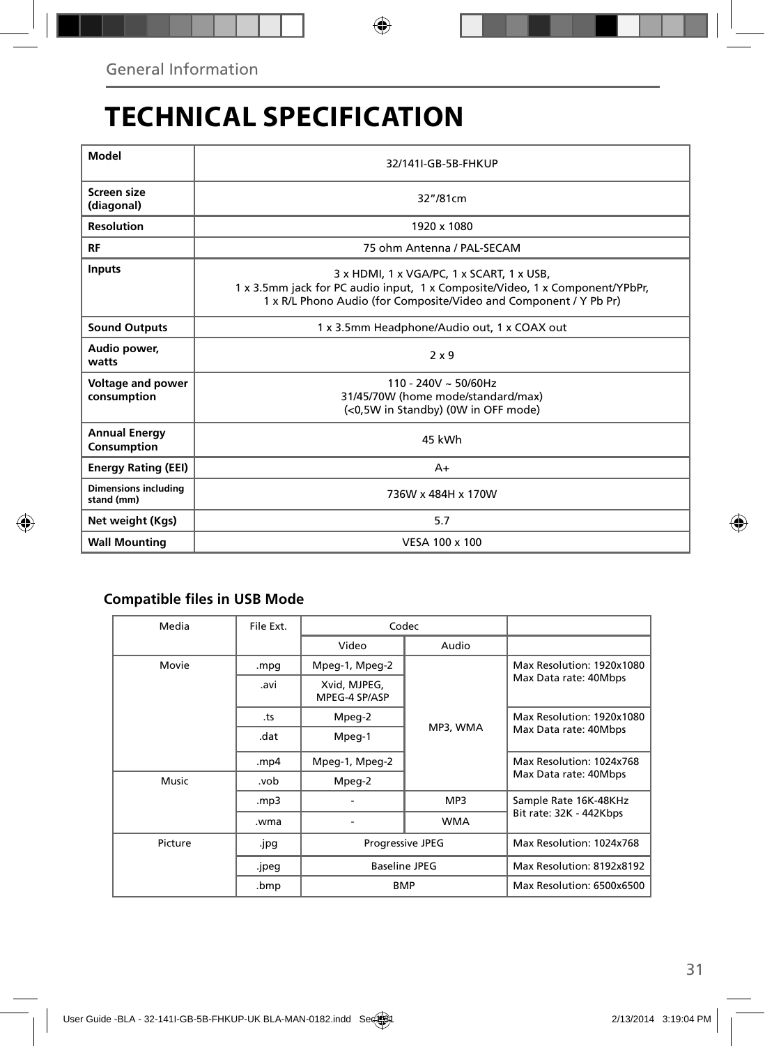General Information

# TECHNICAL SPECIFICATION

| **Model** | 32/141I-GB-5B-FHKUP |
|---|---|
| **Screen size (diagonal)** | 32”/81cm |
| **Resolution** | 1920 x 1080 |
| **RF** | 75 ohm Antenna / PAL-SECAM |
| **Inputs** | 3 x HDMI, 1 x VGA/PC, 1 x SCART, 1 x USB, 1 x 3.5mm jack for PC audio input, 1 x Composite/Video, 1 x Component/YPbPr, 1 x R/L Phono Audio (for Composite/Video and Component / Y Pb Pr) |
| **Sound Outputs** | 1 x 3.5mm Headphone/Audio out, 1 x COAX out |
| **Audio power, watts** | 2 x 9 |
| **Voltage and power consumption** | 110 - 240V ~ 50/60Hz 31/45/70W (home mode/standard/max) (<0,5W in Standby) (0W in OFF mode) |
| **Annual Energy Consumption** | 45 kWh |
| **Energy Rating (EEI)** | A+ |
| **Dimensions including stand (mm)** | 736W x 484H x 170W |
| **Net weight (Kgs)** | 5.7 |
| **Wall Mounting** | VESA 100 x 100 |

### Compatible files in USB Mode

| Media | File Ext. | Codec | | |
|---|---|---|---|---|
| | | Video | Audio | |
| Movie | .mpg | Mpeg-1, Mpeg-2 | MP3, WMA | Max Resolution: 1920x1080 Max Data rate: 40Mbps |
| | .avi | Xvid, MJPEG, MPEG-4 SP/ASP | | |
| | .ts | Mpeg-2 | | Max Resolution: 1920x1080 Max Data rate: 40Mbps |
| | .dat | Mpeg-1 | | |
| | .mp4 | Mpeg-1, Mpeg-2 | | Max Resolution: 1024x768 Max Data rate: 40Mbps |
| Music | .vob | Mpeg-2 | | |
| | .mp3 | - | MP3 | Sample Rate 16K-48KHz Bit rate: 32K - 442Kbps |
| | .wma | - | WMA | |
| Picture | .jpg | Progressive JPEG | | Max Resolution: 1024x768 |
| | .jpeg | Baseline JPEG | | Max Resolution: 8192x8192 |
| | .bmp | BMP | | Max Resolution: 6500x6500 |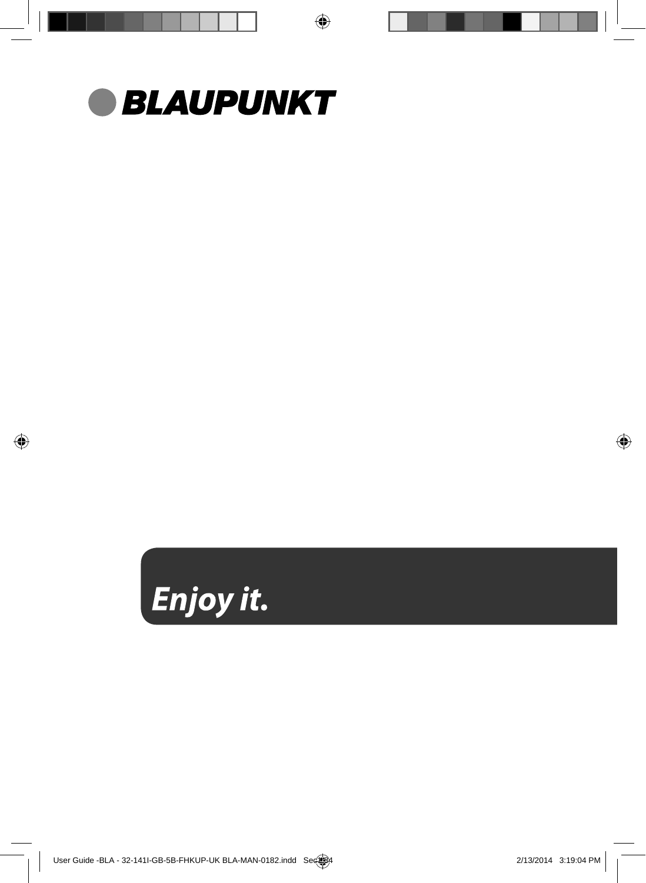BLAUPUNKT

*Enjoy it.*